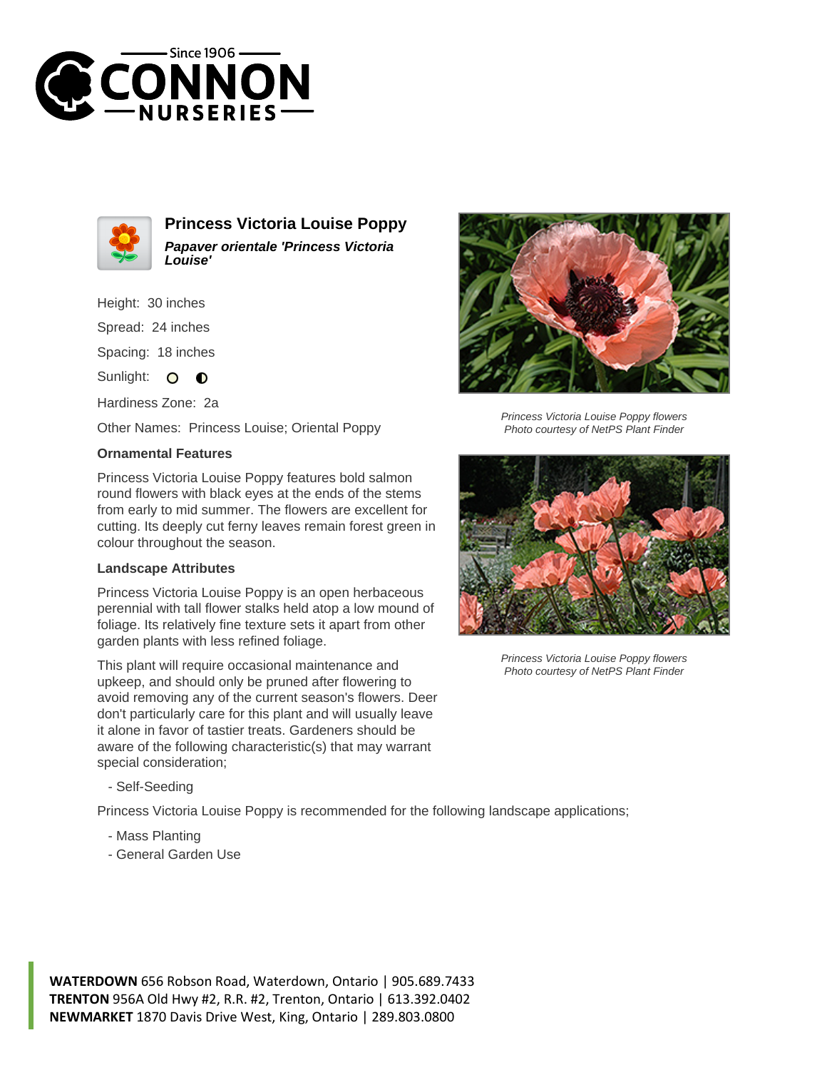# Princess Victoria Louise Poppy

***Papaver orientale 'Princess Victoria Louise'***

Height: 30 inches

Spread: 24 inches

Spacing: 18 inches

Sunlight:

Hardiness Zone: 2a

Other Names: Princess Louise; Oriental Poppy

### Ornamental Features

Princess Victoria Louise Poppy features bold salmon round flowers with black eyes at the ends of the stems from early to mid summer. The flowers are excellent for cutting. Its deeply cut ferny leaves remain forest green in colour throughout the season.

### Landscape Attributes

Princess Victoria Louise Poppy is an open herbaceous perennial with tall flower stalks held atop a low mound of foliage. Its relatively fine texture sets it apart from other garden plants with less refined foliage.

This plant will require occasional maintenance and upkeep, and should only be pruned after flowering to avoid removing any of the current season's flowers. Deer don't particularly care for this plant and will usually leave it alone in favor of tastier treats. Gardeners should be aware of the following characteristic(s) that may warrant special consideration;

- Self-Seeding

Princess Victoria Louise Poppy is recommended for the following landscape applications;

- Mass Planting
- General Garden Use

*Princess Victoria Louise Poppy flowers*
*Photo courtesy of NetPS Plant Finder*

*Princess Victoria Louise Poppy flowers*
*Photo courtesy of NetPS Plant Finder*

**WATERDOWN** 656 Robson Road, Waterdown, Ontario | 905.689.7433
**TRENTON** 956A Old Hwy #2, R.R. #2, Trenton, Ontario | 613.392.0402
**NEWMARKET** 1870 Davis Drive West, King, Ontario | 289.803.0800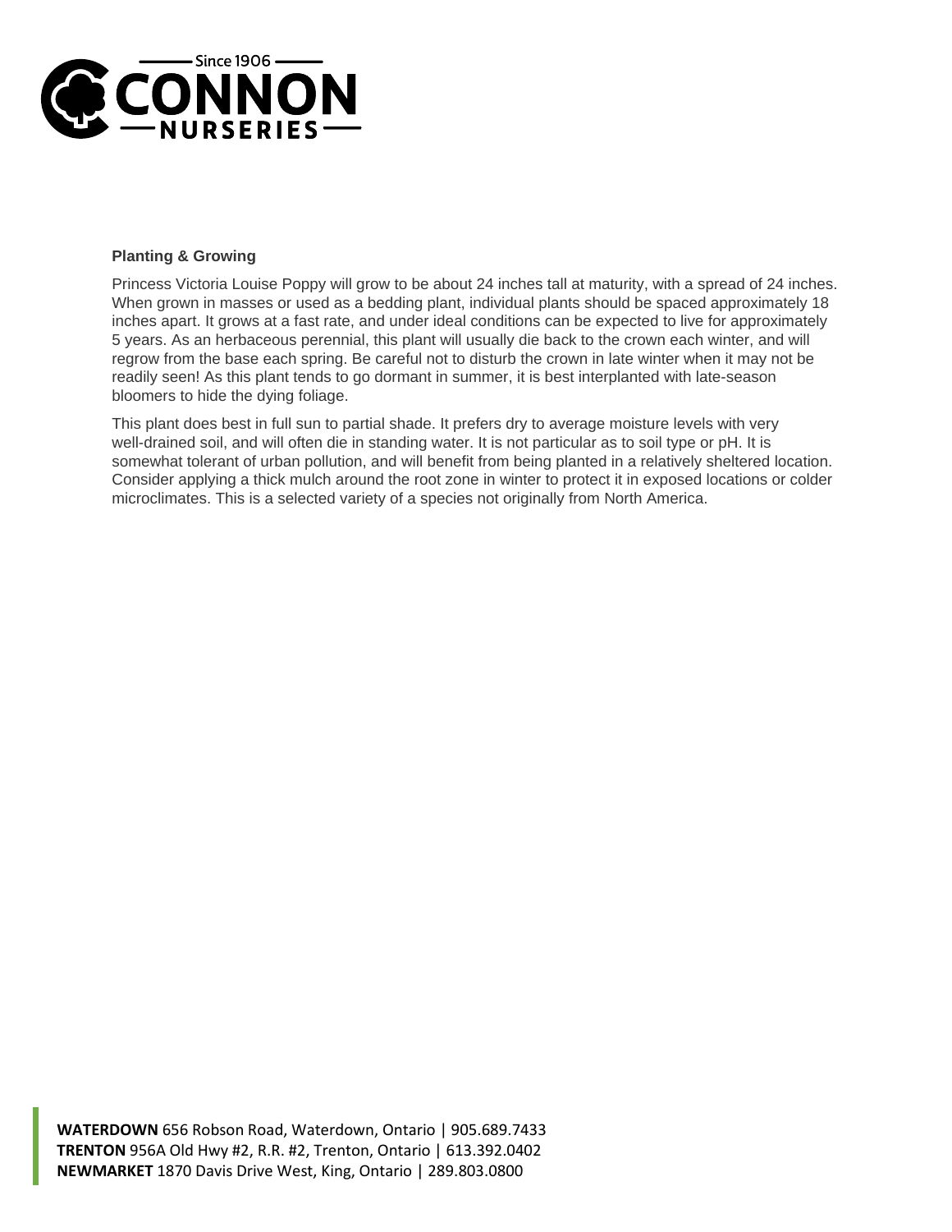## Planting & Growing

Princess Victoria Louise Poppy will grow to be about 24 inches tall at maturity, with a spread of 24 inches. When grown in masses or used as a bedding plant, individual plants should be spaced approximately 18 inches apart. It grows at a fast rate, and under ideal conditions can be expected to live for approximately 5 years. As an herbaceous perennial, this plant will usually die back to the crown each winter, and will regrow from the base each spring. Be careful not to disturb the crown in late winter when it may not be readily seen! As this plant tends to go dormant in summer, it is best interplanted with late-season bloomers to hide the dying foliage.

This plant does best in full sun to partial shade. It prefers dry to average moisture levels with very well-drained soil, and will often die in standing water. It is not particular as to soil type or pH. It is somewhat tolerant of urban pollution, and will benefit from being planted in a relatively sheltered location. Consider applying a thick mulch around the root zone in winter to protect it in exposed locations or colder microclimates. This is a selected variety of a species not originally from North America.